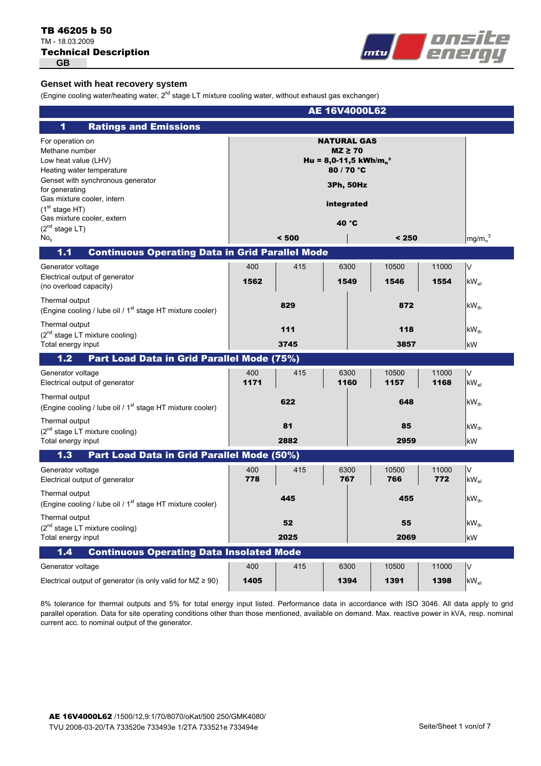**TB 46205 b 50**
TM - 18.03.2009
**Technical Description**
**GB**

## Genset with heat recovery system

(Engine cooling water/heating water, 2nd stage LT mixture cooling water, without exhaust gas exchanger)

# AE 16V4000L62

## 1 Ratings and Emissions

| | | | | | | |
|---|---|---|---|---|---|---|
| For operation on | NATURAL GAS | | | | | |
| Methane number | MZ ≥ 70 | | | | | |
| Low heat value (LHV) | Hu = 8,0-11,5 kWh/m$_n^3$ | | | | | |
| Heating water temperature | 80 / 70 °C | | | | | |
| Genset with synchronous generator for generating | 3Ph, 50Hz | | | | | |
| Gas mixture cooler, intern (1st stage HT) | integrated | | | | | |
| Gas mixture cooler, extern (2nd stage LT) | 40 °C | | | | | |
| $No_x$ | < 500 | | | < 250 | | mg/m$_n^3$ |

## 1.1 Continuous Operating Data in Grid Parallel Mode

| | | | | | | |
|---|---|---|---|---|---|---|
| Generator voltage | 400 | 415 | 6300 | 10500 | 11000 | V |
| Electrical output of generator (no overload capacity) | 1562 | | 1549 | 1546 | 1554 | $kW_{el}$ |
| Thermal output (Engine cooling / lube oil / 1st stage HT mixture cooler) | 829 | | | 872 | | $kW_{th}$ |
| Thermal output (2nd stage LT mixture cooling) | 111 | | | 118 | | $kW_{th}$ |
| Total energy input | 3745 | | | 3857 | | kW |

## 1.2 Part Load Data in Grid Parallel Mode (75%)

| | | | | | | |
|---|---|---|---|---|---|---|
| Generator voltage | 400 | 415 | 6300 | 10500 | 11000 | V |
| Electrical output of generator | 1171 | | 1160 | 1157 | 1168 | $kW_{el}$ |
| Thermal output (Engine cooling / lube oil / 1st stage HT mixture cooler) | 622 | | | 648 | | $kW_{th}$ |
| Thermal output (2nd stage LT mixture cooling) | 81 | | | 85 | | $kW_{th}$ |
| Total energy input | 2882 | | | 2959 | | kW |

## 1.3 Part Load Data in Grid Parallel Mode (50%)

| | | | | | | |
|---|---|---|---|---|---|---|
| Generator voltage | 400 | 415 | 6300 | 10500 | 11000 | V |
| Electrical output of generator | 778 | | 767 | 766 | 772 | $kW_{el}$ |
| Thermal output (Engine cooling / lube oil / 1st stage HT mixture cooler) | 445 | | | 455 | | $kW_{th}$ |
| Thermal output (2nd stage LT mixture cooling) | 52 | | | 55 | | $kW_{th}$ |
| Total energy input | 2025 | | | 2069 | | kW |

## 1.4 Continuous Operating Data Insolated Mode

| | | | | | | |
|---|---|---|---|---|---|---|
| Generator voltage | 400 | 415 | 6300 | 10500 | 11000 | V |
| Electrical output of generator (is only valid for MZ ≥ 90) | 1405 | | 1394 | 1391 | 1398 | $kW_{el}$ |

8% tolerance for thermal outputs and 5% for total energy input listed. Performance data in accordance with ISO 3046. All data apply to grid parallel operation. Data for site operating conditions other than those mentioned, available on demand. Max. reactive power in kVA, resp. nominal current acc. to nominal output of the generator.

**AE 16V4000L62** /1500/12,9:1/70/8070/oKat/500 250/GMK4080/
TVU 2008-03-20/TA 733520e 733493e 1/2TA 733521e 733494e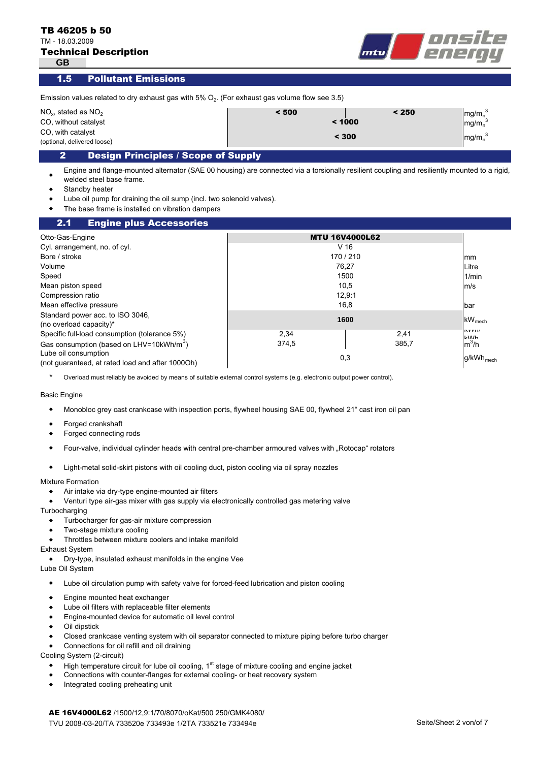## 1.5 Pollutant Emissions

Emission values related to dry exhaust gas with 5% $O_2$. (For exhaust gas volume flow see 3.5)

| | | | |
|---|---|---|---|
| $NO_x$, stated as $NO_2$ | < 500 | < 250 | $mg/m_n^3$ |
| CO, without catalyst | < 1000 | | $mg/m_n^3$ |
| CO, with catalyst (optional, delivered loose) | < 300 | | $mg/m_n^3$ |

## 2 Design Principles / Scope of Supply

- Engine and flange-mounted alternator (SAE 00 housing) are connected via a torsionally resilient coupling and resiliently mounted to a rigid, welded steel base frame.
- Standby heater
- Lube oil pump for draining the oil sump (incl. two solenoid valves).
- The base frame is installed on vibration dampers

## 2.1 Engine plus Accessories

| | | | |
|---|---|---|---|
| Otto-Gas-Engine | **MTU 16V4000L62** | | |
| Cyl. arrangement, no. of cyl. | V 16 | | |
| Bore / stroke | 170 / 210 | | mm |
| Volume | 76,27 | | Litre |
| Speed | 1500 | | 1/min |
| Mean piston speed | 10,5 | | m/s |
| Compression ratio | 12,9:1 | | |
| Mean effective pressure | 16,8 | | bar |
| Standard power acc. to ISO 3046, (no overload capacity)* | **1600** | | $kW_{mech}$ |
| Specific full-load consumption (tolerance 5%) | 2,34 | 2,41 | kWh/kWh |
| Gas consumption (based on LHV=10kWh/$m^3$) | 374,5 | 385,7 | $m^3/h$ |
| Lube oil consumption (not guaranteed, at rated load and after 1000Oh) | 0,3 | | $g/kWh_{mech}$ |

\* Overload must reliably be avoided by means of suitable external control systems (e.g. electronic output power control).

Basic Engine

- Monobloc grey cast crankcase with inspection ports, flywheel housing SAE 00, flywheel 21“ cast iron oil pan
- Forged crankshaft
- Forged connecting rods
- Four-valve, individual cylinder heads with central pre-chamber armoured valves with „Rotocap“ rotators
- Light-metal solid-skirt pistons with oil cooling duct, piston cooling via oil spray nozzles

Mixture Formation

- Air intake via dry-type engine-mounted air filters
- Venturi type air-gas mixer with gas supply via electronically controlled gas metering valve

Turbocharging

- Turbocharger for gas-air mixture compression
- Two-stage mixture cooling
- Throttles between mixture coolers and intake manifold

Exhaust System

- Dry-type, insulated exhaust manifolds in the engine Vee

Lube Oil System

- Lube oil circulation pump with safety valve for forced-feed lubrication and piston cooling
- Engine mounted heat exchanger
- Lube oil filters with replaceable filter elements
- Engine-mounted device for automatic oil level control
- Oil dipstick
- Closed crankcase venting system with oil separator connected to mixture piping before turbo charger
- Connections for oil refill and oil draining

Cooling System (2-circuit)

- High temperature circuit for lube oil cooling, 1st stage of mixture cooling and engine jacket
- Connections with counter-flanges for external cooling- or heat recovery system
- Integrated cooling preheating unit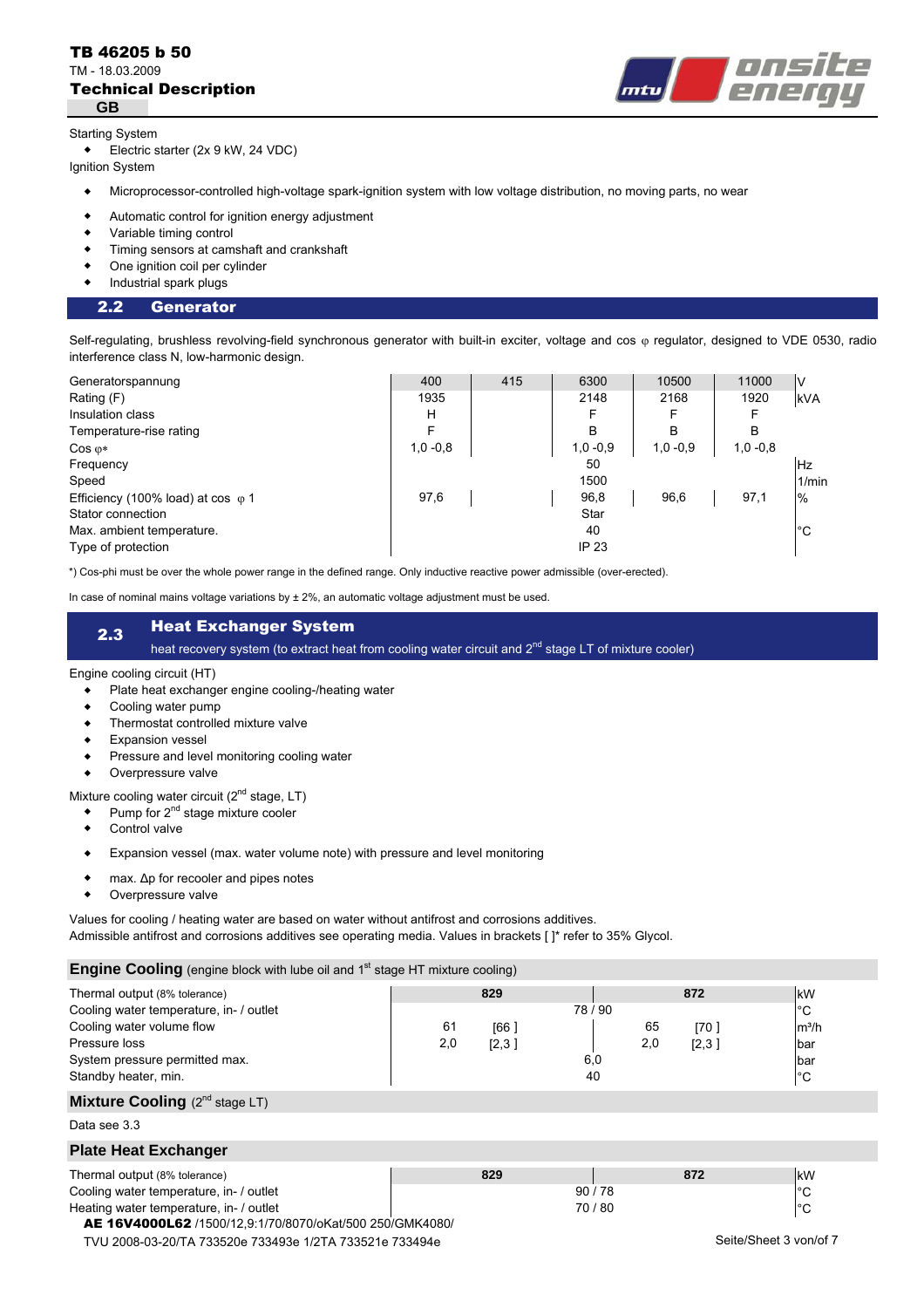Starting System

- Electric starter (2x 9 kW, 24 VDC)

Ignition System

- Microprocessor-controlled high-voltage spark-ignition system with low voltage distribution, no moving parts, no wear
- Automatic control for ignition energy adjustment
- Variable timing control
- Timing sensors at camshaft and crankshaft
- One ignition coil per cylinder
- Industrial spark plugs

## 2.2 Generator

Self-regulating, brushless revolving-field synchronous generator with built-in exciter, voltage and cos φ regulator, designed to VDE 0530, radio interference class N, low-harmonic design.

| Generatorspannung | 400 | 415 | 6300 | 10500 | 11000 | V |
|---|---|---|---|---|---|---|
| Rating (F) | 1935 | | 2148 | 2168 | 1920 | kVA |
| Insulation class | H | | F | F | F | |
| Temperature-rise rating | F | | B | B | B | |
| Cos φ* | 1,0 -0,8 | | 1,0 -0,9 | 1,0 -0,9 | 1,0 -0,8 | |
| Frequency | | | 50 | | | Hz |
| Speed | | | 1500 | | | 1/min |
| Efficiency (100% load) at cos φ 1 | 97,6 | | 96,8 | 96,6 | 97,1 | % |
| Stator connection | | | Star | | | |
| Max. ambient temperature. | | | 40 | | | °C |
| Type of protection | | | IP 23 | | | |

*) Cos-phi must be over the whole power range in the defined range. Only inductive reactive power admissible (over-erected).

In case of nominal mains voltage variations by ± 2%, an automatic voltage adjustment must be used.

## 2.3 Heat Exchanger System

heat recovery system (to extract heat from cooling water circuit and 2nd stage LT of mixture cooler)

Engine cooling circuit (HT)

- Plate heat exchanger engine cooling-/heating water
- Cooling water pump
- Thermostat controlled mixture valve
- Expansion vessel
- Pressure and level monitoring cooling water
- Overpressure valve

Mixture cooling water circuit (2nd stage, LT)

- Pump for 2nd stage mixture cooler
- Control valve
- Expansion vessel (max. water volume note) with pressure and level monitoring
- max. Δp for recooler and pipes notes
- Overpressure valve

Values for cooling / heating water are based on water without antifrost and corrosions additives.
Admissible antifrost and corrosions additives see operating media. Values in brackets [ ]* refer to 35% Glycol.

### Engine Cooling (engine block with lube oil and 1st stage HT mixture cooling)

| Thermal output (8% tolerance) | 829 | | | 872 | | kW |
|---|---|---|---|---|---|---|
| Cooling water temperature, in- / outlet | | | 78 / 90 | | | °C |
| Cooling water volume flow | 61 | [66 ] | | 65 | [70 ] | m³/h |
| Pressure loss | 2,0 | [2,3 ] | | 2,0 | [2,3 ] | bar |
| System pressure permitted max. | | | 6,0 | | | bar |
| Standby heater, min. | | | 40 | | | °C |

### Mixture Cooling (2nd stage LT)

Data see 3.3

### Plate Heat Exchanger

| Thermal output (8% tolerance) | 829 | | 872 | kW |
|---|---|---|---|---|
| Cooling water temperature, in- / outlet | | 90 / 78 | | °C |
| Heating water temperature, in- / outlet | | 70 / 80 | | °C |

**AE 16V4000L62** /1500/12,9:1/70/8070/oKat/500 250/GMK4080/
TVU 2008-03-20/TA 733520e 733493e 1/2TA 733521e 733494e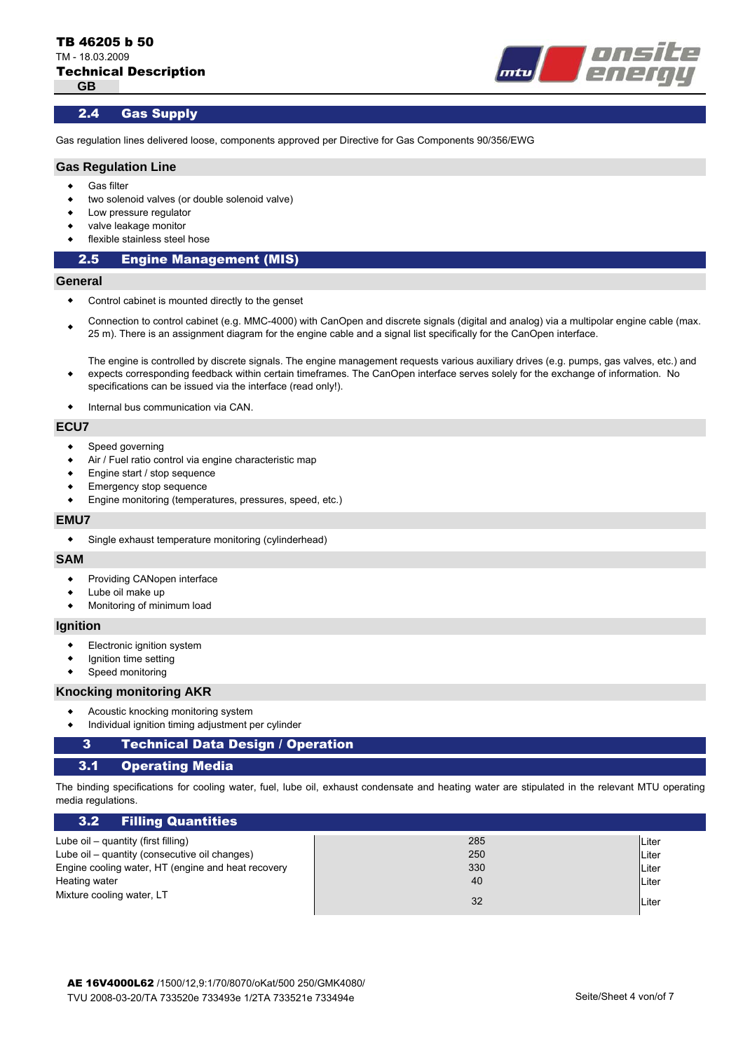## 2.4 Gas Supply

Gas regulation lines delivered loose, components approved per Directive for Gas Components 90/356/EWG

### Gas Regulation Line

- Gas filter
- two solenoid valves (or double solenoid valve)
- Low pressure regulator
- valve leakage monitor
- flexible stainless steel hose

## 2.5 Engine Management (MIS)

### General

- Control cabinet is mounted directly to the genset
- Connection to control cabinet (e.g. MMC-4000) with CanOpen and discrete signals (digital and analog) via a multipolar engine cable (max. 25 m). There is an assignment diagram for the engine cable and a signal list specifically for the CanOpen interface.
- The engine is controlled by discrete signals. The engine management requests various auxiliary drives (e.g. pumps, gas valves, etc.) and expects corresponding feedback within certain timeframes. The CanOpen interface serves solely for the exchange of information. No specifications can be issued via the interface (read only!).
- Internal bus communication via CAN.

### ECU7

- Speed governing
- Air / Fuel ratio control via engine characteristic map
- Engine start / stop sequence
- Emergency stop sequence
- Engine monitoring (temperatures, pressures, speed, etc.)

### EMU7

- Single exhaust temperature monitoring (cylinderhead)

### SAM

- Providing CANopen interface
- Lube oil make up
- Monitoring of minimum load

### Ignition

- Electronic ignition system
- Ignition time setting
- Speed monitoring

### Knocking monitoring AKR

- Acoustic knocking monitoring system
- Individual ignition timing adjustment per cylinder

# 3 Technical Data Design / Operation

## 3.1 Operating Media

The binding specifications for cooling water, fuel, lube oil, exhaust condensate and heating water are stipulated in the relevant MTU operating media regulations.

## 3.2 Filling Quantities

| | | |
|---|---|---|
| Lube oil – quantity (first filling) | 285 | Liter |
| Lube oil – quantity (consecutive oil changes) | 250 | Liter |
| Engine cooling water, HT (engine and heat recovery | 330 | Liter |
| Heating water | 40 | Liter |
| Mixture cooling water, LT | 32 | Liter |

**AE 16V4000L62** /1500/12,9:1/70/8070/oKat/500 250/GMK4080/
TVU 2008-03-20/TA 733520e 733493e 1/2TA 733521e 733494e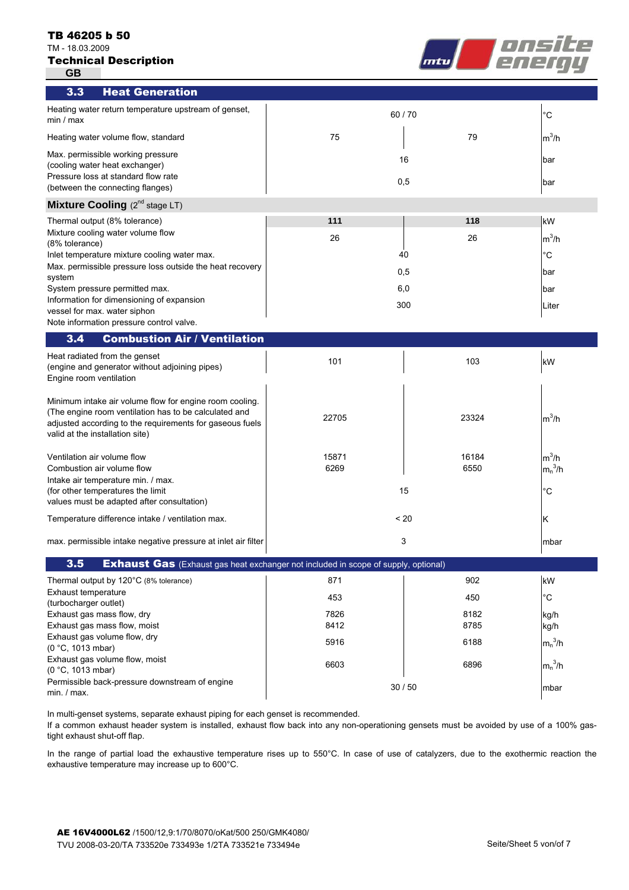**TB 46205 b 50**
TM - 18.03.2009
**Technical Description**
GB

## 3.3 Heat Generation

| Parameter | | | Unit |
|---|---|---|---|
| Heating water return temperature upstream of genset, min / max | 60 / 70 | | °C |
| Heating water volume flow, standard | 75 | 79 | $m^3/h$ |
| Max. permissible working pressure (cooling water heat exchanger) | 16 | | bar |
| Pressure loss at standard flow rate (between the connecting flanges) | 0,5 | | bar |

### Mixture Cooling (2nd stage LT)

| Parameter | | | Unit |
|---|---|---|---|
| Thermal output (8% tolerance) | **111** | **118** | kW |
| Mixture cooling water volume flow (8% tolerance) | 26 | 26 | $m^3/h$ |
| Inlet temperature mixture cooling water max. | 40 | | °C |
| Max. permissible pressure loss outside the heat recovery system | 0,5 | | bar |
| System pressure permitted max. | 6,0 | | bar |
| Information for dimensioning of expansion vessel for max. water siphon | 300 | | Liter |
| Note information pressure control valve. | | | |

## 3.4 Combustion Air / Ventilation

| Parameter | | | Unit |
|---|---|---|---|
| Heat radiated from the genset (engine and generator without adjoining pipes) | 101 | 103 | kW |
| Engine room ventilation | | | |
| Minimum intake air volume flow for engine room cooling. (The engine room ventilation has to be calculated and adjusted according to the requirements for gaseous fuels valid at the installation site) | 22705 | 23324 | $m^3/h$ |
| Ventilation air volume flow | 15871 | 16184 | $m^3/h$ |
| Combustion air volume flow | 6269 | 6550 | $m_n^3/h$ |
| Intake air temperature min. / max. (for other temperatures the limit values must be adapted after consultation) | 15 | | °C |
| Temperature difference intake / ventilation max. | < 20 | | K |
| max. permissible intake negative pressure at inlet air filter | 3 | | mbar |

## 3.5 Exhaust Gas (Exhaust gas heat exchanger not included in scope of supply, optional)

| Parameter | | | Unit |
|---|---|---|---|
| Thermal output by 120°C (8% tolerance) | 871 | 902 | kW |
| Exhaust temperature (turbocharger outlet) | 453 | 450 | °C |
| Exhaust gas mass flow, dry | 7826 | 8182 | kg/h |
| Exhaust gas mass flow, moist | 8412 | 8785 | kg/h |
| Exhaust gas volume flow, dry (0 °C, 1013 mbar) | 5916 | 6188 | $m_n^3/h$ |
| Exhaust gas volume flow, moist (0 °C, 1013 mbar) | 6603 | 6896 | $m_n^3/h$ |
| Permissible back-pressure downstream of engine min. / max. | 30 / 50 | | mbar |

In multi-genset systems, separate exhaust piping for each genset is recommended.
If a common exhaust header system is installed, exhaust flow back into any non-operationing gensets must be avoided by use of a 100% gas-tight exhaust shut-off flap.

In the range of partial load the exhaustive temperature rises up to 550°C. In case of use of catalyzers, due to the exothermic reaction the exhaustive temperature may increase up to 600°C.

**AE 16V4000L62** /1500/12,9:1/70/8070/oKat/500 250/GMK4080/
TVU 2008-03-20/TA 733520e 733493e 1/2TA 733521e 733494e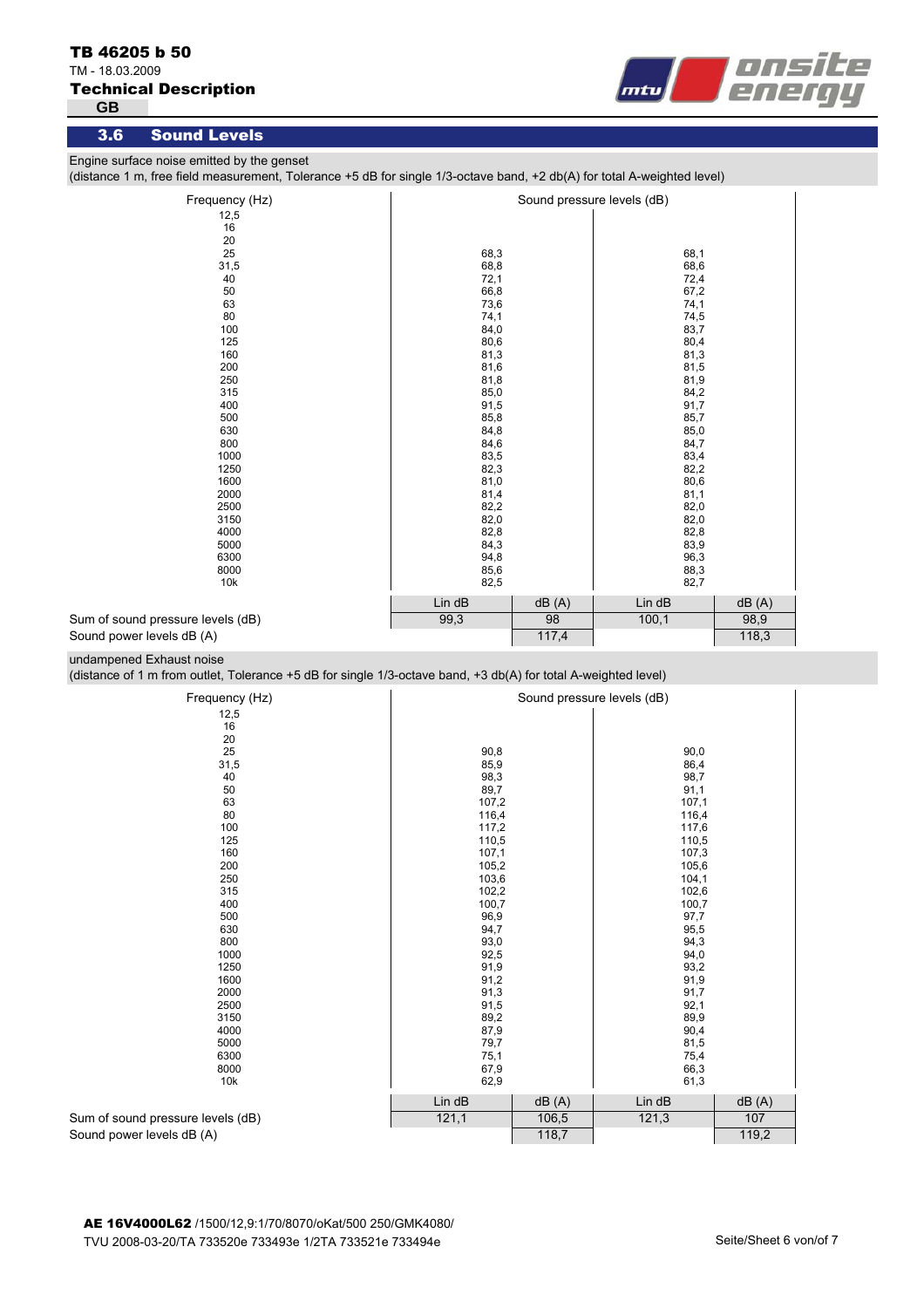## 3.6 Sound Levels

Engine surface noise emitted by the genset
(distance 1 m, free field measurement, Tolerance +5 dB for single 1/3-octave band, +2 db(A) for total A-weighted level)

| Frequency (Hz) | Sound pressure levels (dB) | | | |
|---|---|---|---|---|
| 12,5 | | | | |
| 16 | | | | |
| 20 | | | | |
| 25 | 68,3 | | 68,1 | |
| 31,5 | 68,8 | | 68,6 | |
| 40 | 72,1 | | 72,4 | |
| 50 | 66,8 | | 67,2 | |
| 63 | 73,6 | | 74,1 | |
| 80 | 74,1 | | 74,5 | |
| 100 | 84,0 | | 83,7 | |
| 125 | 80,6 | | 80,4 | |
| 160 | 81,3 | | 81,3 | |
| 200 | 81,6 | | 81,5 | |
| 250 | 81,8 | | 81,9 | |
| 315 | 85,0 | | 84,2 | |
| 400 | 91,5 | | 91,7 | |
| 500 | 85,8 | | 85,7 | |
| 630 | 84,8 | | 85,0 | |
| 800 | 84,6 | | 84,7 | |
| 1000 | 83,5 | | 83,4 | |
| 1250 | 82,3 | | 82,2 | |
| 1600 | 81,0 | | 80,6 | |
| 2000 | 81,4 | | 81,1 | |
| 2500 | 82,2 | | 82,0 | |
| 3150 | 82,0 | | 82,0 | |
| 4000 | 82,8 | | 82,8 | |
| 5000 | 84,3 | | 83,9 | |
| 6300 | 94,8 | | 96,3 | |
| 8000 | 85,6 | | 88,3 | |
| 10k | 82,5 | | 82,7 | |
| | Lin dB | dB (A) | Lin dB | dB (A) |
| Sum of sound pressure levels (dB) | 99,3 | 98 | 100,1 | 98,9 |
| Sound power levels dB (A) | | 117,4 | | 118,3 |

undampened Exhaust noise
(distance of 1 m from outlet, Tolerance +5 dB for single 1/3-octave band, +3 db(A) for total A-weighted level)

| Frequency (Hz) | Sound pressure levels (dB) | | | |
|---|---|---|---|---|
| 12,5 | | | | |
| 16 | | | | |
| 20 | | | | |
| 25 | 90,8 | | 90,0 | |
| 31,5 | 85,9 | | 86,4 | |
| 40 | 98,3 | | 98,7 | |
| 50 | 89,7 | | 91,1 | |
| 63 | 107,2 | | 107,1 | |
| 80 | 116,4 | | 116,4 | |
| 100 | 117,2 | | 117,6 | |
| 125 | 110,5 | | 110,5 | |
| 160 | 107,1 | | 107,3 | |
| 200 | 105,2 | | 105,6 | |
| 250 | 103,6 | | 104,1 | |
| 315 | 102,2 | | 102,6 | |
| 400 | 100,7 | | 100,7 | |
| 500 | 96,9 | | 97,7 | |
| 630 | 94,7 | | 95,5 | |
| 800 | 93,0 | | 94,3 | |
| 1000 | 92,5 | | 94,0 | |
| 1250 | 91,9 | | 93,2 | |
| 1600 | 91,2 | | 91,9 | |
| 2000 | 91,3 | | 91,7 | |
| 2500 | 91,5 | | 92,1 | |
| 3150 | 89,2 | | 89,9 | |
| 4000 | 87,9 | | 90,4 | |
| 5000 | 79,7 | | 81,5 | |
| 6300 | 75,1 | | 75,4 | |
| 8000 | 67,9 | | 66,3 | |
| 10k | 62,9 | | 61,3 | |
| | Lin dB | dB (A) | Lin dB | dB (A) |
| Sum of sound pressure levels (dB) | 121,1 | 106,5 | 121,3 | 107 |
| Sound power levels dB (A) | | 118,7 | | 119,2 |

**AE 16V4000L62** /1500/12,9:1/70/8070/oKat/500 250/GMK4080/
TVU 2008-03-20/TA 733520e 733493e 1/2TA 733521e 733494e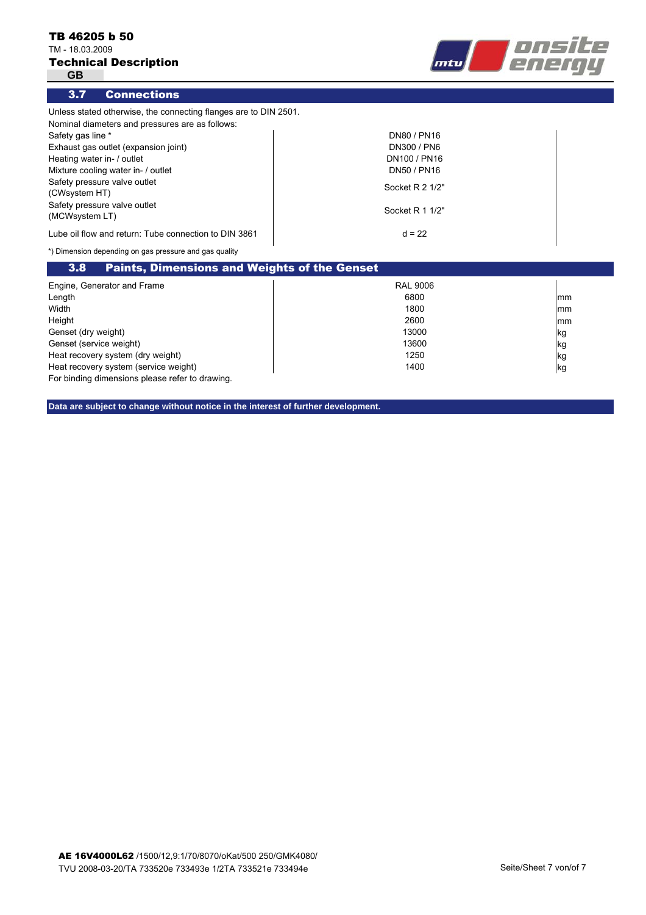## 3.7 Connections

Unless stated otherwise, the connecting flanges are to DIN 2501.
Nominal diameters and pressures are as follows:

| | | |
|---|---|---|
| Safety gas line * | DN80 / PN16 | |
| Exhaust gas outlet (expansion joint) | DN300 / PN6 | |
| Heating water in- / outlet | DN100 / PN16 | |
| Mixture cooling water in- / outlet | DN50 / PN16 | |
| Safety pressure valve outlet (CWsystem HT) | Socket R 2 1/2" | |
| Safety pressure valve outlet (MCWsystem LT) | Socket R 1 1/2" | |
| Lube oil flow and return: Tube connection to DIN 3861 | d = 22 | |

*) Dimension depending on gas pressure and gas quality

## 3.8 Paints, Dimensions and Weights of the Genset

| | | |
|---|---|---|
| Engine, Generator and Frame | RAL 9006 | |
| Length | 6800 | mm |
| Width | 1800 | mm |
| Height | 2600 | mm |
| Genset (dry weight) | 13000 | kg |
| Genset (service weight) | 13600 | kg |
| Heat recovery system (dry weight) | 1250 | kg |
| Heat recovery system (service weight) | 1400 | kg |

For binding dimensions please refer to drawing.

**Data are subject to change without notice in the interest of further development.**